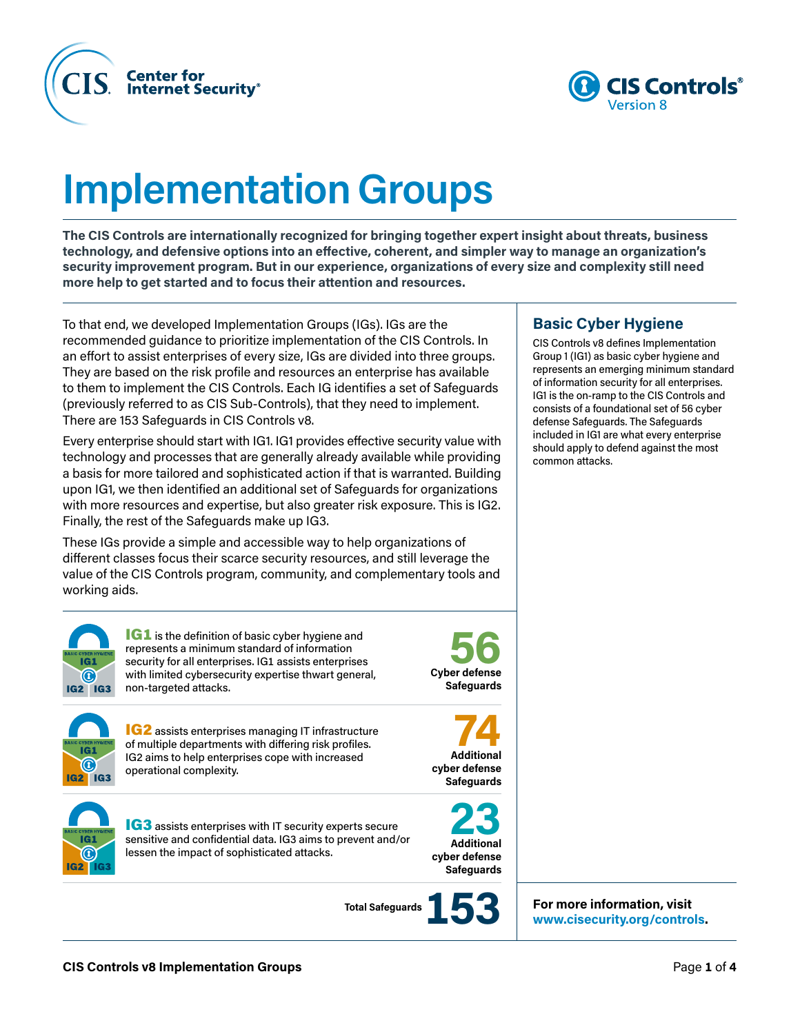# Implementation Groups

**The CIS Controls are internationally recognized for bringing together expert insight about threats, business technology, and defensive options into an effective, coherent, and simpler way to manage an organization's security improvement program. But in our experience, organizations of every size and complexity still need more help to get started and to focus their attention and resources.**

To that end, we developed Implementation Groups (IGs). IGs are the recommended guidance to prioritize implementation of the CIS Controls. In an effort to assist enterprises of every size, IGs are divided into three groups. They are based on the risk profile and resources an enterprise has available to them to implement the CIS Controls. Each IG identifies a set of Safeguards (previously referred to as CIS Sub-Controls), that they need to implement. There are 153 Safeguards in CIS Controls v8.

Every enterprise should start with IG1. IG1 provides effective security value with technology and processes that are generally already available while providing a basis for more tailored and sophisticated action if that is warranted. Building upon IG1, we then identified an additional set of Safeguards for organizations with more resources and expertise, but also greater risk exposure. This is IG2. Finally, the rest of the Safeguards make up IG3.

These IGs provide a simple and accessible way to help organizations of different classes focus their scarce security resources, and still leverage the value of the CIS Controls program, community, and complementary tools and working aids.

**IG1** is the definition of basic cyber hygiene and represents a minimum standard of information security for all enterprises. IG1 assists enterprises with limited cybersecurity expertise thwart general, non-targeted attacks.

**56** Cyber defense Safeguards

**IG2** assists enterprises managing IT infrastructure of multiple departments with differing risk profiles. IG2 aims to help enterprises cope with increased operational complexity.

**74** Additional cyber defense Safeguards

**IG3** assists enterprises with IT security experts secure sensitive and confidential data. IG3 aims to prevent and/or lessen the impact of sophisticated attacks.

**23** Additional cyber defense Safeguards

Total Safeguards **153**

## Basic Cyber Hygiene

CIS Controls v8 defines Implementation Group 1 (IG1) as basic cyber hygiene and represents an emerging minimum standard of information security for all enterprises. IG1 is the on-ramp to the CIS Controls and consists of a foundational set of 56 cyber defense Safeguards. The Safeguards included in IG1 are what every enterprise should apply to defend against the most common attacks.

**For more information, visit www.cisecurity.org/controls.**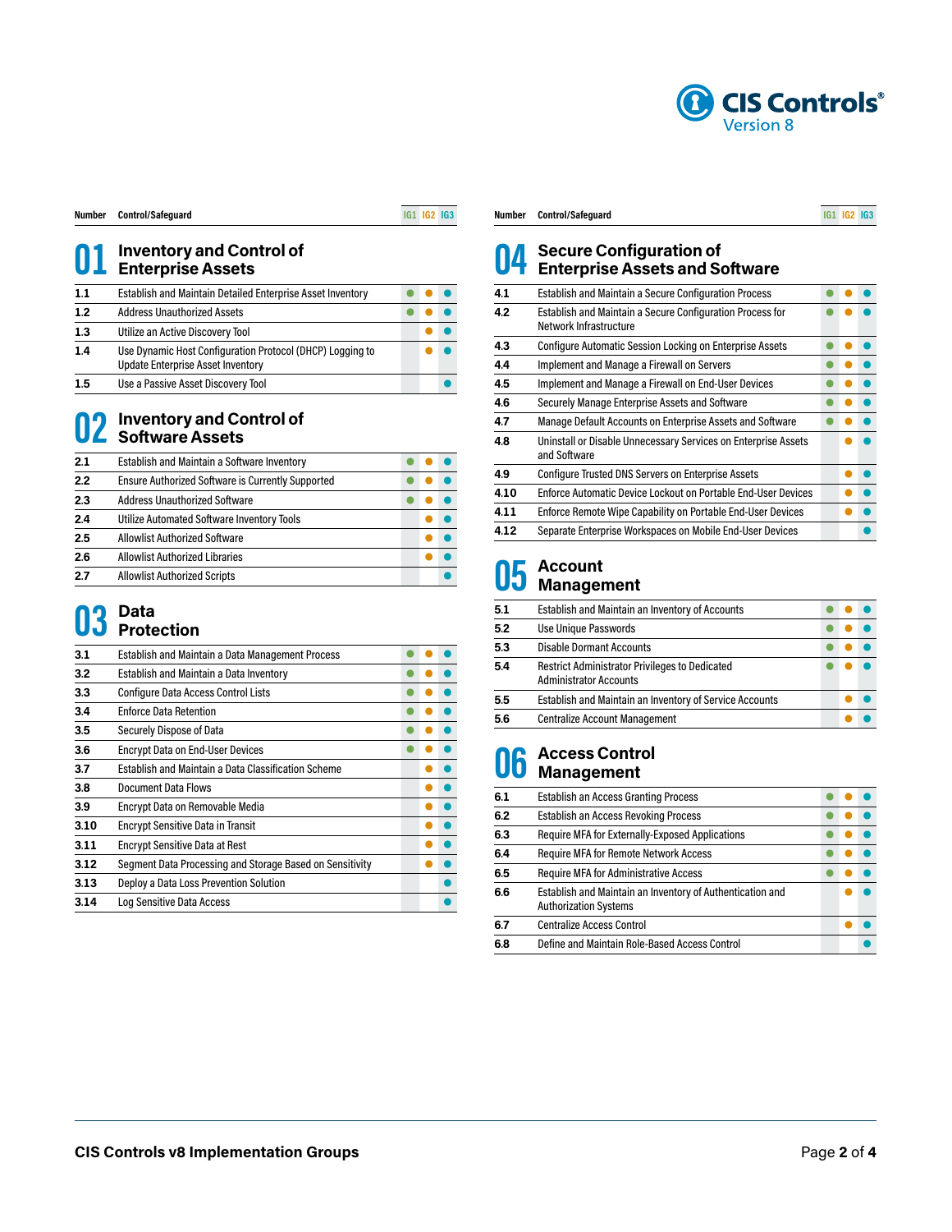# CIS Controls Version 8

## 01 Inventory and Control of Enterprise Assets

| Number | Control/Safeguard | IG1 | IG2 | IG3 |
|---|---|---|---|---|
| 1.1 | Establish and Maintain Detailed Enterprise Asset Inventory | ● | ● | ● |
| 1.2 | Address Unauthorized Assets | ● | ● | ● |
| 1.3 | Utilize an Active Discovery Tool | | ● | ● |
| 1.4 | Use Dynamic Host Configuration Protocol (DHCP) Logging to Update Enterprise Asset Inventory | | ● | ● |
| 1.5 | Use a Passive Asset Discovery Tool | | | ● |

## 02 Inventory and Control of Software Assets

| Number | Control/Safeguard | IG1 | IG2 | IG3 |
|---|---|---|---|---|
| 2.1 | Establish and Maintain a Software Inventory | ● | ● | ● |
| 2.2 | Ensure Authorized Software is Currently Supported | ● | ● | ● |
| 2.3 | Address Unauthorized Software | ● | ● | ● |
| 2.4 | Utilize Automated Software Inventory Tools | | ● | ● |
| 2.5 | Allowlist Authorized Software | | ● | ● |
| 2.6 | Allowlist Authorized Libraries | | ● | ● |
| 2.7 | Allowlist Authorized Scripts | | | ● |

## 03 Data Protection

| Number | Control/Safeguard | IG1 | IG2 | IG3 |
|---|---|---|---|---|
| 3.1 | Establish and Maintain a Data Management Process | ● | ● | ● |
| 3.2 | Establish and Maintain a Data Inventory | ● | ● | ● |
| 3.3 | Configure Data Access Control Lists | ● | ● | ● |
| 3.4 | Enforce Data Retention | ● | ● | ● |
| 3.5 | Securely Dispose of Data | ● | ● | ● |
| 3.6 | Encrypt Data on End-User Devices | ● | ● | ● |
| 3.7 | Establish and Maintain a Data Classification Scheme | | ● | ● |
| 3.8 | Document Data Flows | | ● | ● |
| 3.9 | Encrypt Data on Removable Media | | ● | ● |
| 3.10 | Encrypt Sensitive Data in Transit | | ● | ● |
| 3.11 | Encrypt Sensitive Data at Rest | | ● | ● |
| 3.12 | Segment Data Processing and Storage Based on Sensitivity | | ● | ● |
| 3.13 | Deploy a Data Loss Prevention Solution | | | ● |
| 3.14 | Log Sensitive Data Access | | | ● |

## 04 Secure Configuration of Enterprise Assets and Software

| Number | Control/Safeguard | IG1 | IG2 | IG3 |
|---|---|---|---|---|
| 4.1 | Establish and Maintain a Secure Configuration Process | ● | ● | ● |
| 4.2 | Establish and Maintain a Secure Configuration Process for Network Infrastructure | ● | ● | ● |
| 4.3 | Configure Automatic Session Locking on Enterprise Assets | ● | ● | ● |
| 4.4 | Implement and Manage a Firewall on Servers | ● | ● | ● |
| 4.5 | Implement and Manage a Firewall on End-User Devices | ● | ● | ● |
| 4.6 | Securely Manage Enterprise Assets and Software | ● | ● | ● |
| 4.7 | Manage Default Accounts on Enterprise Assets and Software | ● | ● | ● |
| 4.8 | Uninstall or Disable Unnecessary Services on Enterprise Assets and Software | | ● | ● |
| 4.9 | Configure Trusted DNS Servers on Enterprise Assets | | ● | ● |
| 4.10 | Enforce Automatic Device Lockout on Portable End-User Devices | | ● | ● |
| 4.11 | Enforce Remote Wipe Capability on Portable End-User Devices | | ● | ● |
| 4.12 | Separate Enterprise Workspaces on Mobile End-User Devices | | | ● |

## 05 Account Management

| Number | Control/Safeguard | IG1 | IG2 | IG3 |
|---|---|---|---|---|
| 5.1 | Establish and Maintain an Inventory of Accounts | ● | ● | ● |
| 5.2 | Use Unique Passwords | ● | ● | ● |
| 5.3 | Disable Dormant Accounts | ● | ● | ● |
| 5.4 | Restrict Administrator Privileges to Dedicated Administrator Accounts | ● | ● | ● |
| 5.5 | Establish and Maintain an Inventory of Service Accounts | | ● | ● |
| 5.6 | Centralize Account Management | | ● | ● |

## 06 Access Control Management

| Number | Control/Safeguard | IG1 | IG2 | IG3 |
|---|---|---|---|---|
| 6.1 | Establish an Access Granting Process | ● | ● | ● |
| 6.2 | Establish an Access Revoking Process | ● | ● | ● |
| 6.3 | Require MFA for Externally-Exposed Applications | ● | ● | ● |
| 6.4 | Require MFA for Remote Network Access | ● | ● | ● |
| 6.5 | Require MFA for Administrative Access | ● | ● | ● |
| 6.6 | Establish and Maintain an Inventory of Authentication and Authorization Systems | | ● | ● |
| 6.7 | Centralize Access Control | | ● | ● |
| 6.8 | Define and Maintain Role-Based Access Control | | | ● |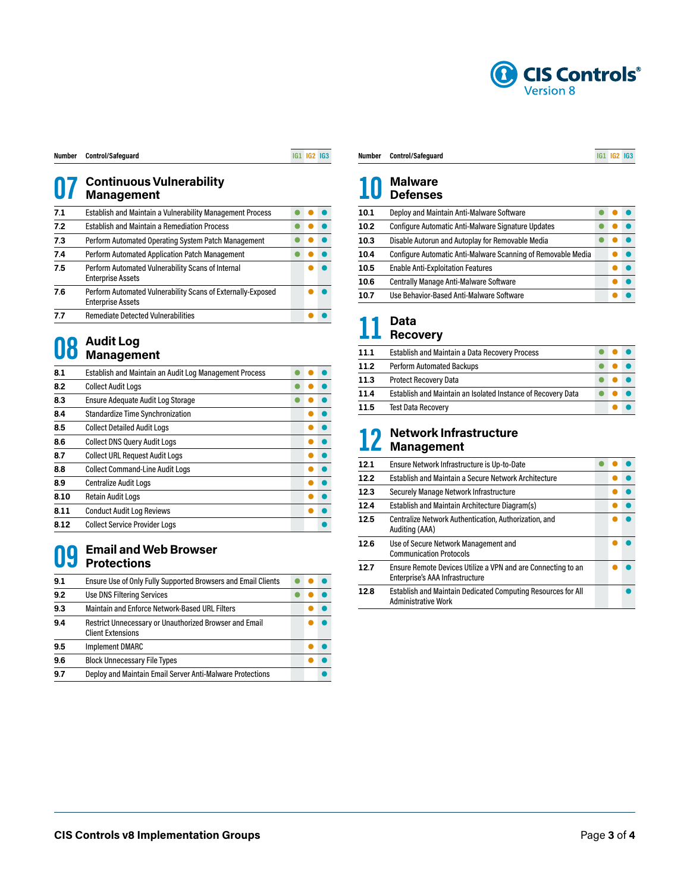CIS Controls® Version 8

## 07 Continuous Vulnerability Management

| Number | Control/Safeguard | IG1 | IG2 | IG3 |
|---|---|---|---|---|
| 7.1 | Establish and Maintain a Vulnerability Management Process | ● | ● | ● |
| 7.2 | Establish and Maintain a Remediation Process | ● | ● | ● |
| 7.3 | Perform Automated Operating System Patch Management | ● | ● | ● |
| 7.4 | Perform Automated Application Patch Management | ● | ● | ● |
| 7.5 | Perform Automated Vulnerability Scans of Internal Enterprise Assets | | ● | ● |
| 7.6 | Perform Automated Vulnerability Scans of Externally-Exposed Enterprise Assets | | ● | ● |
| 7.7 | Remediate Detected Vulnerabilities | | ● | ● |

## 08 Audit Log Management

| Number | Control/Safeguard | IG1 | IG2 | IG3 |
|---|---|---|---|---|
| 8.1 | Establish and Maintain an Audit Log Management Process | ● | ● | ● |
| 8.2 | Collect Audit Logs | ● | ● | ● |
| 8.3 | Ensure Adequate Audit Log Storage | ● | ● | ● |
| 8.4 | Standardize Time Synchronization | | ● | ● |
| 8.5 | Collect Detailed Audit Logs | | ● | ● |
| 8.6 | Collect DNS Query Audit Logs | | ● | ● |
| 8.7 | Collect URL Request Audit Logs | | ● | ● |
| 8.8 | Collect Command-Line Audit Logs | | ● | ● |
| 8.9 | Centralize Audit Logs | | ● | ● |
| 8.10 | Retain Audit Logs | | ● | ● |
| 8.11 | Conduct Audit Log Reviews | | ● | ● |
| 8.12 | Collect Service Provider Logs | | | ● |

## 09 Email and Web Browser Protections

| Number | Control/Safeguard | IG1 | IG2 | IG3 |
|---|---|---|---|---|
| 9.1 | Ensure Use of Only Fully Supported Browsers and Email Clients | ● | ● | ● |
| 9.2 | Use DNS Filtering Services | ● | ● | ● |
| 9.3 | Maintain and Enforce Network-Based URL Filters | | ● | ● |
| 9.4 | Restrict Unnecessary or Unauthorized Browser and Email Client Extensions | | ● | ● |
| 9.5 | Implement DMARC | | ● | ● |
| 9.6 | Block Unnecessary File Types | | ● | ● |
| 9.7 | Deploy and Maintain Email Server Anti-Malware Protections | | | ● |

## 10 Malware Defenses

| Number | Control/Safeguard | IG1 | IG2 | IG3 |
|---|---|---|---|---|
| 10.1 | Deploy and Maintain Anti-Malware Software | ● | ● | ● |
| 10.2 | Configure Automatic Anti-Malware Signature Updates | ● | ● | ● |
| 10.3 | Disable Autorun and Autoplay for Removable Media | ● | ● | ● |
| 10.4 | Configure Automatic Anti-Malware Scanning of Removable Media | | ● | ● |
| 10.5 | Enable Anti-Exploitation Features | | ● | ● |
| 10.6 | Centrally Manage Anti-Malware Software | | ● | ● |
| 10.7 | Use Behavior-Based Anti-Malware Software | | ● | ● |

## 11 Data Recovery

| Number | Control/Safeguard | IG1 | IG2 | IG3 |
|---|---|---|---|---|
| 11.1 | Establish and Maintain a Data Recovery Process | ● | ● | ● |
| 11.2 | Perform Automated Backups | ● | ● | ● |
| 11.3 | Protect Recovery Data | ● | ● | ● |
| 11.4 | Establish and Maintain an Isolated Instance of Recovery Data | ● | ● | ● |
| 11.5 | Test Data Recovery | | ● | ● |

## 12 Network Infrastructure Management

| Number | Control/Safeguard | IG1 | IG2 | IG3 |
|---|---|---|---|---|
| 12.1 | Ensure Network Infrastructure is Up-to-Date | ● | ● | ● |
| 12.2 | Establish and Maintain a Secure Network Architecture | | ● | ● |
| 12.3 | Securely Manage Network Infrastructure | | ● | ● |
| 12.4 | Establish and Maintain Architecture Diagram(s) | | ● | ● |
| 12.5 | Centralize Network Authentication, Authorization, and Auditing (AAA) | | ● | ● |
| 12.6 | Use of Secure Network Management and Communication Protocols | | ● | ● |
| 12.7 | Ensure Remote Devices Utilize a VPN and are Connecting to an Enterprise's AAA Infrastructure | | ● | ● |
| 12.8 | Establish and Maintain Dedicated Computing Resources for All Administrative Work | | | ● |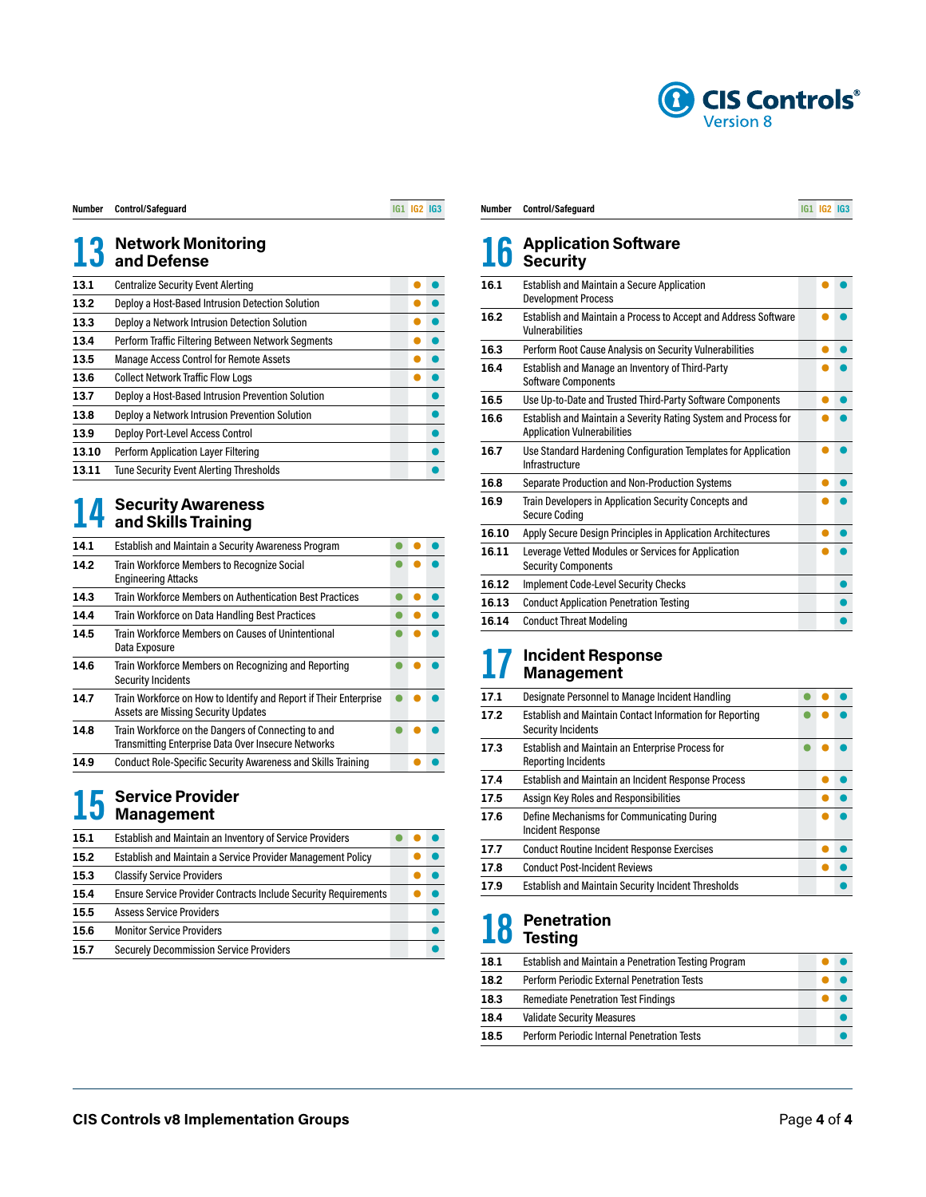CIS Controls® Version 8

## 13 Network Monitoring and Defense

| Number | Control/Safeguard | IG1 | IG2 | IG3 |
|---|---|---|---|---|
| 13.1 | Centralize Security Event Alerting | | ● | ● |
| 13.2 | Deploy a Host-Based Intrusion Detection Solution | | ● | ● |
| 13.3 | Deploy a Network Intrusion Detection Solution | | ● | ● |
| 13.4 | Perform Traffic Filtering Between Network Segments | | ● | ● |
| 13.5 | Manage Access Control for Remote Assets | | ● | ● |
| 13.6 | Collect Network Traffic Flow Logs | | ● | ● |
| 13.7 | Deploy a Host-Based Intrusion Prevention Solution | | | ● |
| 13.8 | Deploy a Network Intrusion Prevention Solution | | | ● |
| 13.9 | Deploy Port-Level Access Control | | | ● |
| 13.10 | Perform Application Layer Filtering | | | ● |
| 13.11 | Tune Security Event Alerting Thresholds | | | ● |

## 14 Security Awareness and Skills Training

| Number | Control/Safeguard | IG1 | IG2 | IG3 |
|---|---|---|---|---|
| 14.1 | Establish and Maintain a Security Awareness Program | ● | ● | ● |
| 14.2 | Train Workforce Members to Recognize Social Engineering Attacks | ● | ● | ● |
| 14.3 | Train Workforce Members on Authentication Best Practices | ● | ● | ● |
| 14.4 | Train Workforce on Data Handling Best Practices | ● | ● | ● |
| 14.5 | Train Workforce Members on Causes of Unintentional Data Exposure | ● | ● | ● |
| 14.6 | Train Workforce Members on Recognizing and Reporting Security Incidents | ● | ● | ● |
| 14.7 | Train Workforce on How to Identify and Report if Their Enterprise Assets are Missing Security Updates | ● | ● | ● |
| 14.8 | Train Workforce on the Dangers of Connecting to and Transmitting Enterprise Data Over Insecure Networks | ● | ● | ● |
| 14.9 | Conduct Role-Specific Security Awareness and Skills Training | | ● | ● |

## 15 Service Provider Management

| Number | Control/Safeguard | IG1 | IG2 | IG3 |
|---|---|---|---|---|
| 15.1 | Establish and Maintain an Inventory of Service Providers | ● | ● | ● |
| 15.2 | Establish and Maintain a Service Provider Management Policy | | ● | ● |
| 15.3 | Classify Service Providers | | ● | ● |
| 15.4 | Ensure Service Provider Contracts Include Security Requirements | | ● | ● |
| 15.5 | Assess Service Providers | | | ● |
| 15.6 | Monitor Service Providers | | | ● |
| 15.7 | Securely Decommission Service Providers | | | ● |

## 16 Application Software Security

| Number | Control/Safeguard | IG1 | IG2 | IG3 |
|---|---|---|---|---|
| 16.1 | Establish and Maintain a Secure Application Development Process | | ● | ● |
| 16.2 | Establish and Maintain a Process to Accept and Address Software Vulnerabilities | | ● | ● |
| 16.3 | Perform Root Cause Analysis on Security Vulnerabilities | | ● | ● |
| 16.4 | Establish and Manage an Inventory of Third-Party Software Components | | ● | ● |
| 16.5 | Use Up-to-Date and Trusted Third-Party Software Components | | ● | ● |
| 16.6 | Establish and Maintain a Severity Rating System and Process for Application Vulnerabilities | | ● | ● |
| 16.7 | Use Standard Hardening Configuration Templates for Application Infrastructure | | ● | ● |
| 16.8 | Separate Production and Non-Production Systems | | ● | ● |
| 16.9 | Train Developers in Application Security Concepts and Secure Coding | | ● | ● |
| 16.10 | Apply Secure Design Principles in Application Architectures | | ● | ● |
| 16.11 | Leverage Vetted Modules or Services for Application Security Components | | ● | ● |
| 16.12 | Implement Code-Level Security Checks | | | ● |
| 16.13 | Conduct Application Penetration Testing | | | ● |
| 16.14 | Conduct Threat Modeling | | | ● |

## 17 Incident Response Management

| Number | Control/Safeguard | IG1 | IG2 | IG3 |
|---|---|---|---|---|
| 17.1 | Designate Personnel to Manage Incident Handling | ● | ● | ● |
| 17.2 | Establish and Maintain Contact Information for Reporting Security Incidents | ● | ● | ● |
| 17.3 | Establish and Maintain an Enterprise Process for Reporting Incidents | ● | ● | ● |
| 17.4 | Establish and Maintain an Incident Response Process | | ● | ● |
| 17.5 | Assign Key Roles and Responsibilities | | ● | ● |
| 17.6 | Define Mechanisms for Communicating During Incident Response | | ● | ● |
| 17.7 | Conduct Routine Incident Response Exercises | | ● | ● |
| 17.8 | Conduct Post-Incident Reviews | | ● | ● |
| 17.9 | Establish and Maintain Security Incident Thresholds | | | ● |

## 18 Penetration Testing

| Number | Control/Safeguard | IG1 | IG2 | IG3 |
|---|---|---|---|---|
| 18.1 | Establish and Maintain a Penetration Testing Program | | ● | ● |
| 18.2 | Perform Periodic External Penetration Tests | | ● | ● |
| 18.3 | Remediate Penetration Test Findings | | ● | ● |
| 18.4 | Validate Security Measures | | | ● |
| 18.5 | Perform Periodic Internal Penetration Tests | | | ● |

CIS Controls v8 Implementation Groups